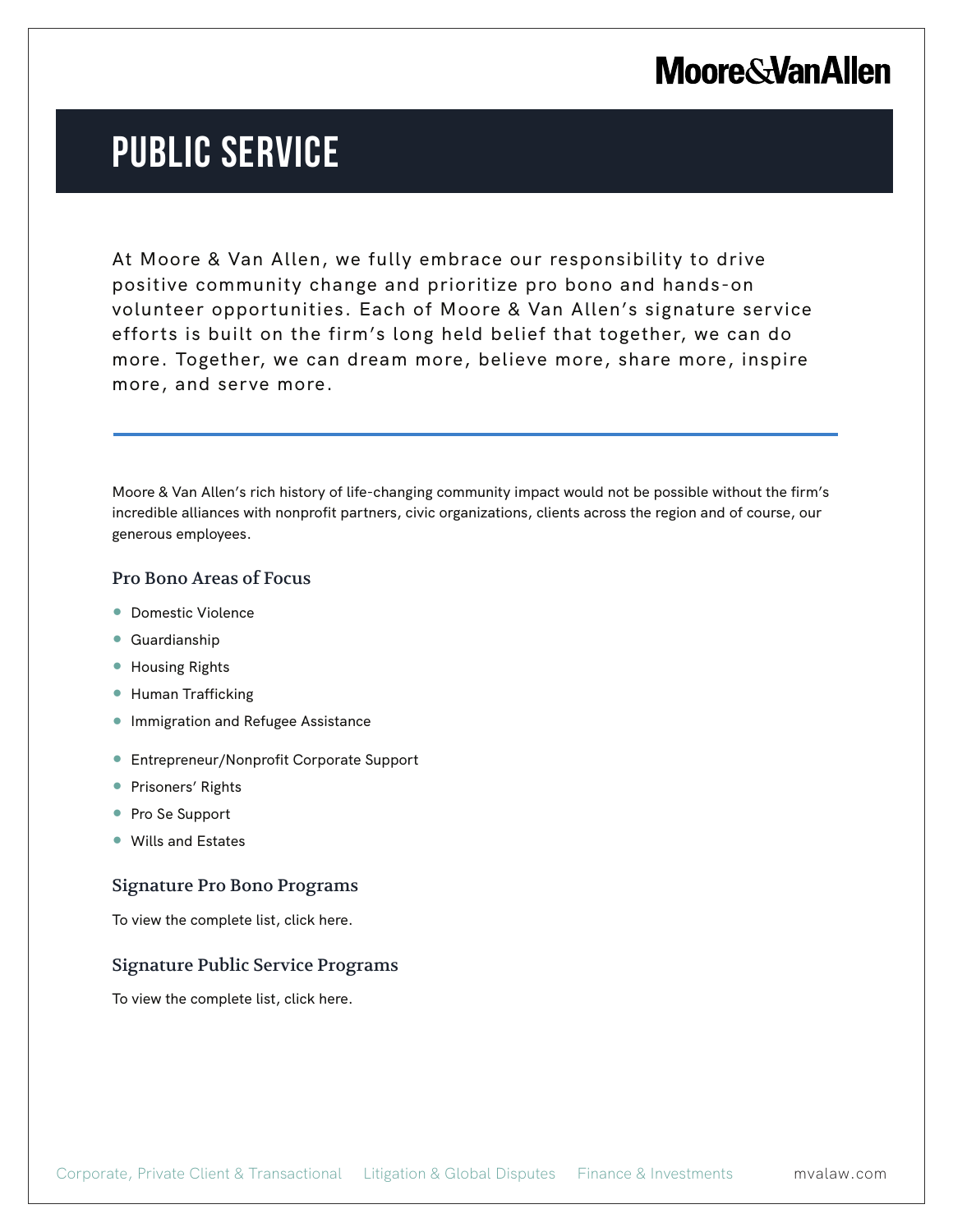# PUBLIC SERVICE

At Moore & Van Allen, we fully embrace our responsibility to drive positive community change and prioritize pro bono and hands-on volunteer opportunities. Each of Moore & Van Allen's signature service efforts is built on the firm's long held belief that together, we can do more. Together, we can dream more, believe more, share more, inspire more, and serve more.

---

Moore & Van Allen's rich history of life-changing community impact would not be possible without the firm's incredible alliances with nonprofit partners, civic organizations, clients across the region and of course, our generous employees.

### Pro Bono Areas of Focus

- Domestic Violence
- Guardianship
- Housing Rights
- Human Trafficking
- Immigration and Refugee Assistance
- Entrepreneur/Nonprofit Corporate Support
- Prisoners' Rights
- Pro Se Support
- Wills and Estates

### Signature Pro Bono Programs

To view the complete list, click here.

### Signature Public Service Programs

To view the complete list, click here.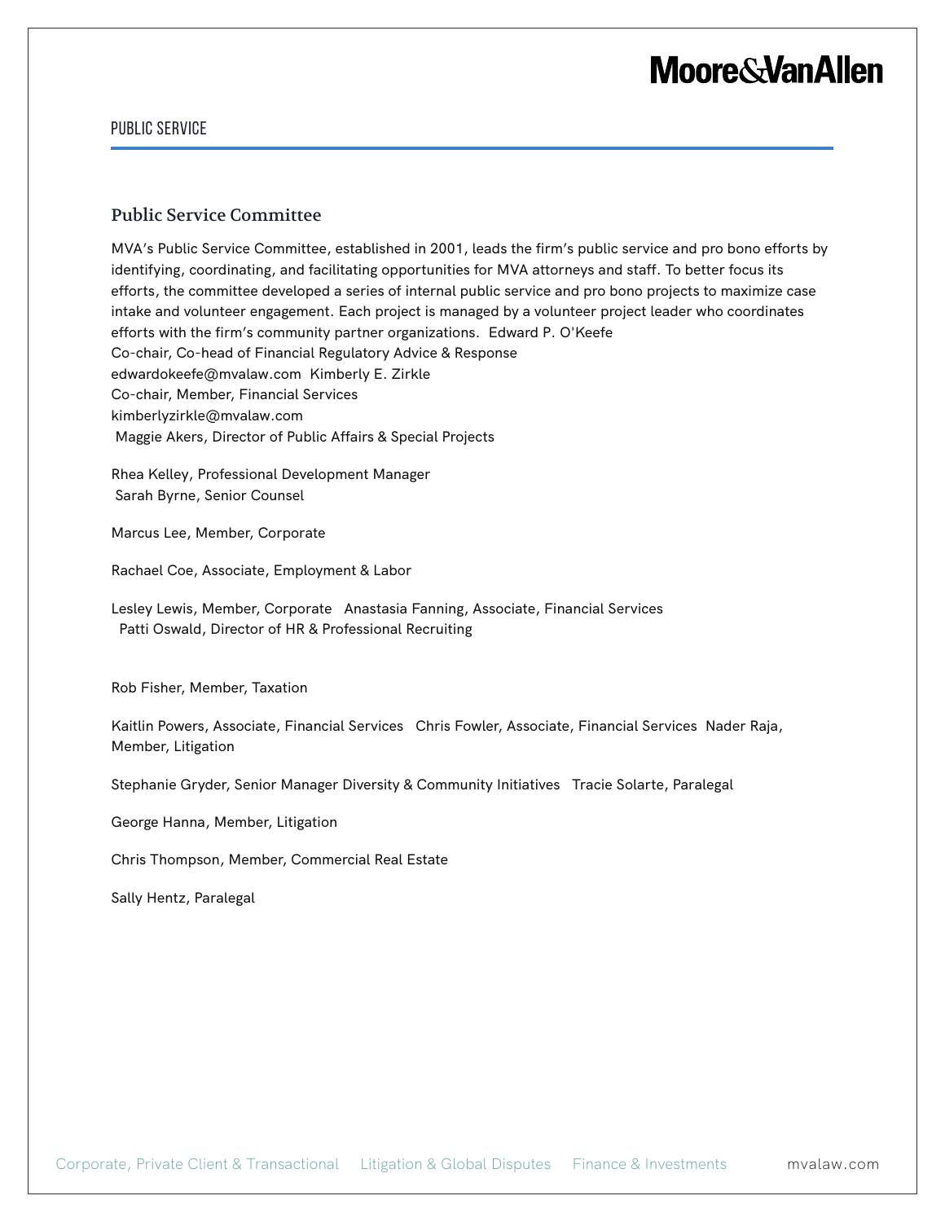## Public Service Committee

MVA's Public Service Committee, established in 2001, leads the firm's public service and pro bono efforts by identifying, coordinating, and facilitating opportunities for MVA attorneys and staff. To better focus its efforts, the committee developed a series of internal public service and pro bono projects to maximize case intake and volunteer engagement. Each project is managed by a volunteer project leader who coordinates efforts with the firm's community partner organizations.

Edward P. O'Keefe
Co-chair, Co-head of Financial Regulatory Advice & Response
edwardokeefe@mvalaw.com

Kimberly E. Zirkle
Co-chair, Member, Financial Services
kimberlyzirkle@mvalaw.com

Maggie Akers, Director of Public Affairs & Special Projects

Rhea Kelley, Professional Development Manager

Sarah Byrne, Senior Counsel

Marcus Lee, Member, Corporate

Rachael Coe, Associate, Employment & Labor

Lesley Lewis, Member, Corporate

Anastasia Fanning, Associate, Financial Services

Patti Oswald, Director of HR & Professional Recruiting

Rob Fisher, Member, Taxation

Kaitlin Powers, Associate, Financial Services

Chris Fowler, Associate, Financial Services

Nader Raja, Member, Litigation

Stephanie Gryder, Senior Manager Diversity & Community Initiatives

Tracie Solarte, Paralegal

George Hanna, Member, Litigation

Chris Thompson, Member, Commercial Real Estate

Sally Hentz, Paralegal